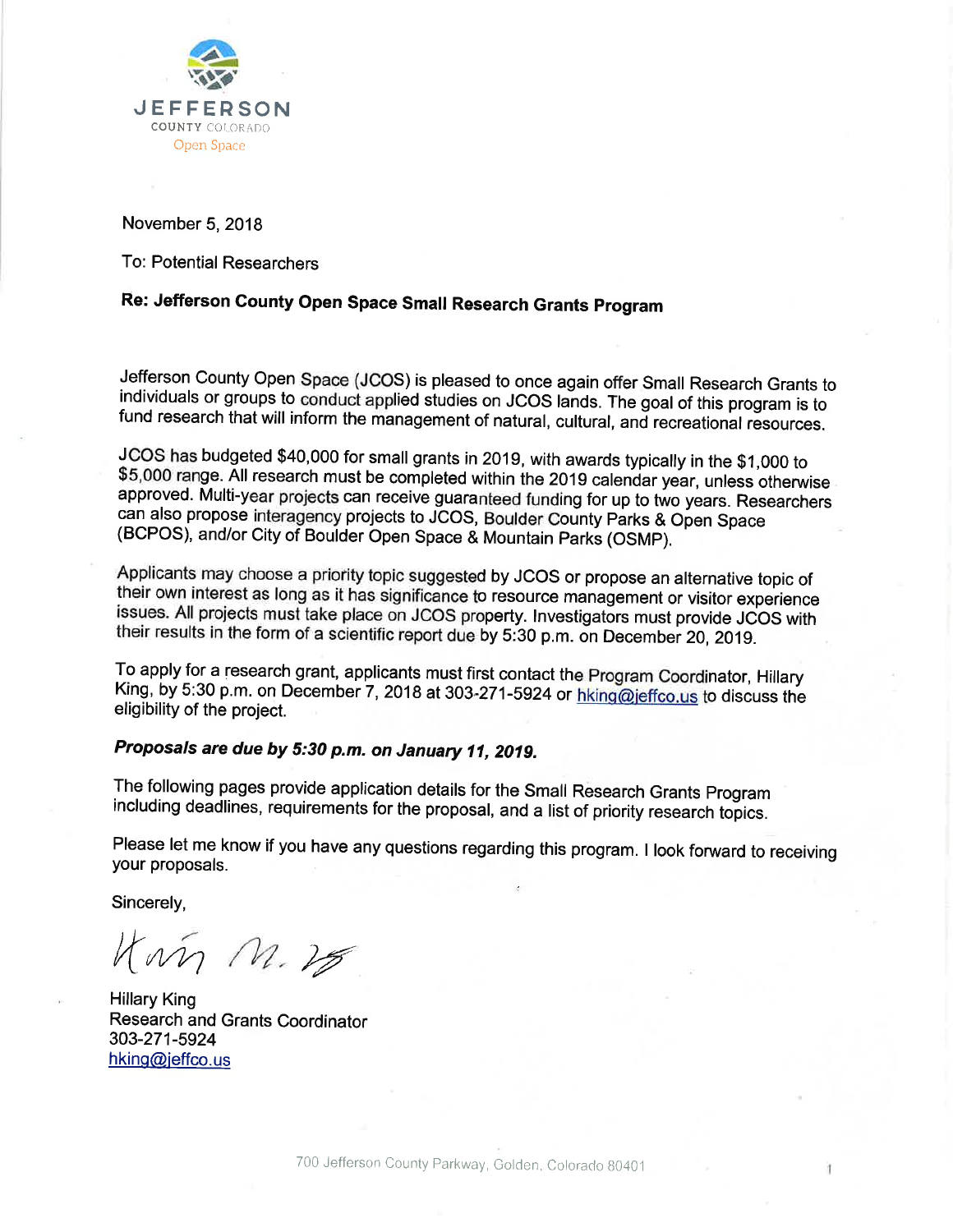JEFFERSON
COUNTY COLORADO
Open Space

November 5, 2018

To: Potential Researchers

**Re: Jefferson County Open Space Small Research Grants Program**

Jefferson County Open Space (JCOS) is pleased to once again offer Small Research Grants to individuals or groups to conduct applied studies on JCOS lands. The goal of this program is to fund research that will inform the management of natural, cultural, and recreational resources.

JCOS has budgeted $40,000 for small grants in 2019, with awards typically in the $1,000 to $5,000 range. All research must be completed within the 2019 calendar year, unless otherwise approved. Multi-year projects can receive guaranteed funding for up to two years. Researchers can also propose interagency projects to JCOS, Boulder County Parks & Open Space (BCPOS), and/or City of Boulder Open Space & Mountain Parks (OSMP).

Applicants may choose a priority topic suggested by JCOS or propose an alternative topic of their own interest as long as it has significance to resource management or visitor experience issues. All projects must take place on JCOS property. Investigators must provide JCOS with their results in the form of a scientific report due by 5:30 p.m. on December 20, 2019.

To apply for a research grant, applicants must first contact the Program Coordinator, Hillary King, by 5:30 p.m. on December 7, 2018 at 303-271-5924 or hking@jeffco.us to discuss the eligibility of the project.

***Proposals are due by 5:30 p.m. on January 11, 2019.***

The following pages provide application details for the Small Research Grants Program including deadlines, requirements for the proposal, and a list of priority research topics.

Please let me know if you have any questions regarding this program. I look forward to receiving your proposals.

Sincerely,

Hillary King
Research and Grants Coordinator
303-271-5924
hking@jeffco.us

700 Jefferson County Parkway, Golden, Colorado 80401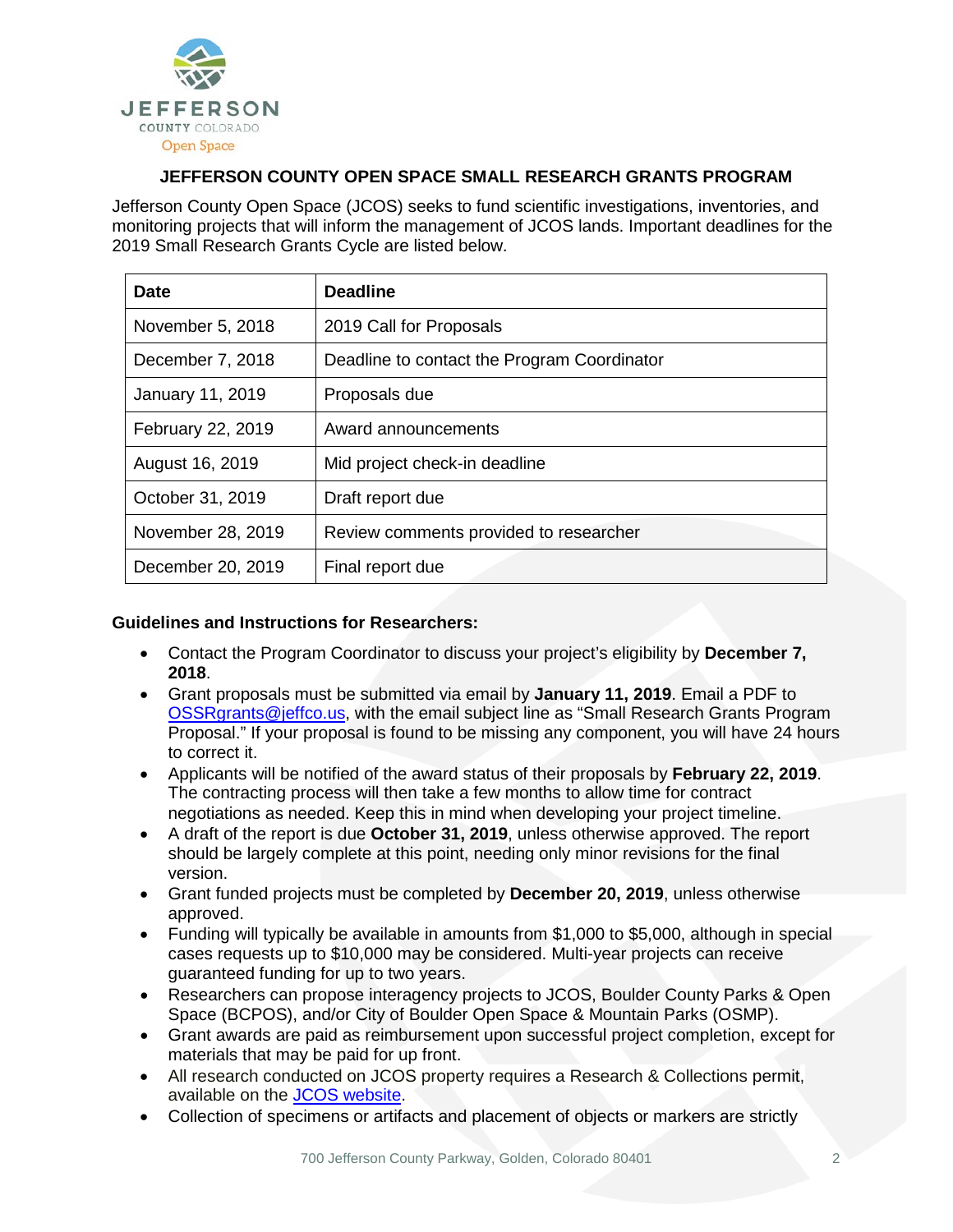## JEFFERSON COUNTY OPEN SPACE SMALL RESEARCH GRANTS PROGRAM

Jefferson County Open Space (JCOS) seeks to fund scientific investigations, inventories, and monitoring projects that will inform the management of JCOS lands. Important deadlines for the 2019 Small Research Grants Cycle are listed below.

| Date | Deadline |
|---|---|
| November 5, 2018 | 2019 Call for Proposals |
| December 7, 2018 | Deadline to contact the Program Coordinator |
| January 11, 2019 | Proposals due |
| February 22, 2019 | Award announcements |
| August 16, 2019 | Mid project check-in deadline |
| October 31, 2019 | Draft report due |
| November 28, 2019 | Review comments provided to researcher |
| December 20, 2019 | Final report due |

**Guidelines and Instructions for Researchers:**

- Contact the Program Coordinator to discuss your project's eligibility by **December 7, 2018**.
- Grant proposals must be submitted via email by **January 11, 2019**. Email a PDF to OSSRgrants@jeffco.us, with the email subject line as "Small Research Grants Program Proposal." If your proposal is found to be missing any component, you will have 24 hours to correct it.
- Applicants will be notified of the award status of their proposals by **February 22, 2019**. The contracting process will then take a few months to allow time for contract negotiations as needed. Keep this in mind when developing your project timeline.
- A draft of the report is due **October 31, 2019**, unless otherwise approved. The report should be largely complete at this point, needing only minor revisions for the final version.
- Grant funded projects must be completed by **December 20, 2019**, unless otherwise approved.
- Funding will typically be available in amounts from $1,000 to $5,000, although in special cases requests up to $10,000 may be considered. Multi-year projects can receive guaranteed funding for up to two years.
- Researchers can propose interagency projects to JCOS, Boulder County Parks & Open Space (BCPOS), and/or City of Boulder Open Space & Mountain Parks (OSMP).
- Grant awards are paid as reimbursement upon successful project completion, except for materials that may be paid for up front.
- All research conducted on JCOS property requires a Research & Collections permit, available on the JCOS website.
- Collection of specimens or artifacts and placement of objects or markers are strictly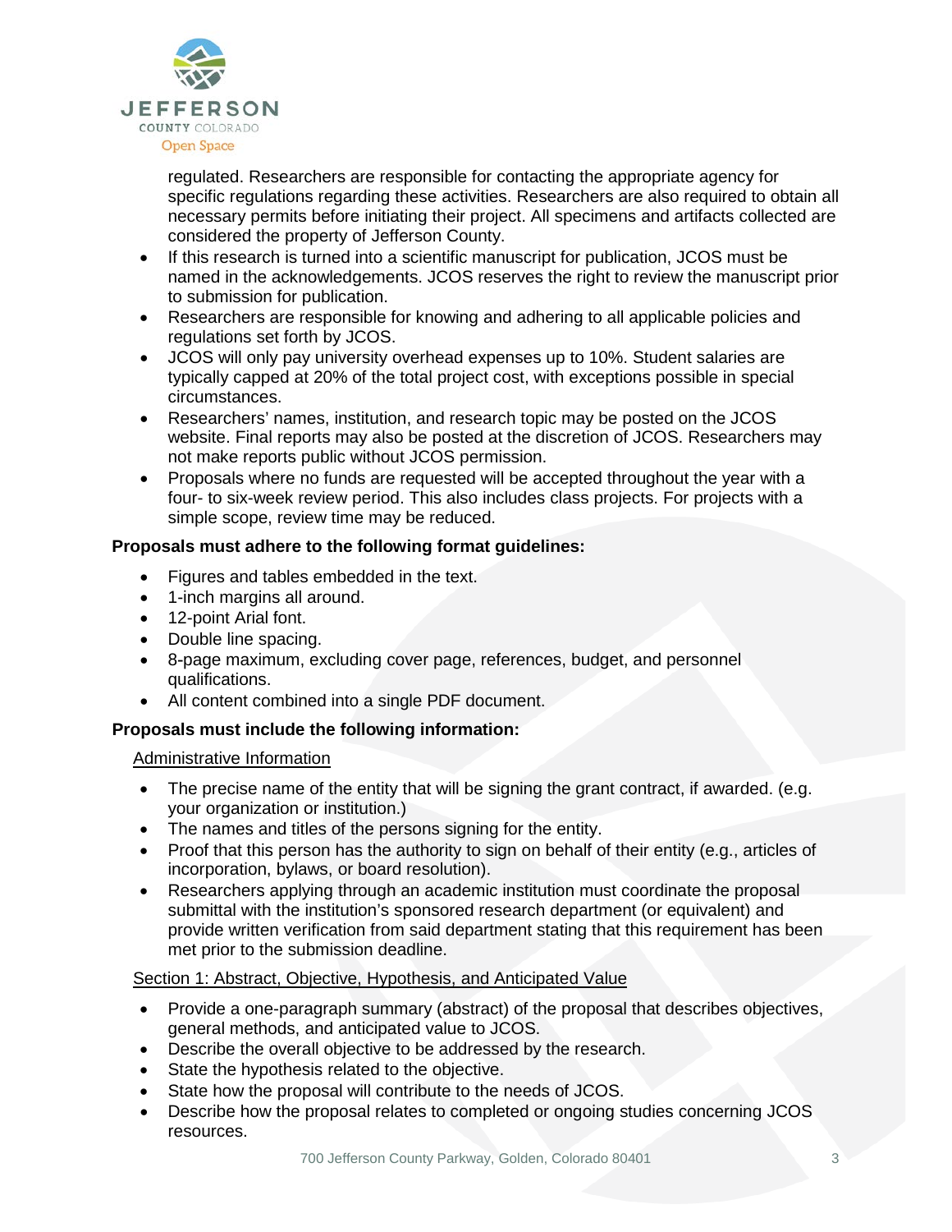regulated. Researchers are responsible for contacting the appropriate agency for specific regulations regarding these activities. Researchers are also required to obtain all necessary permits before initiating their project. All specimens and artifacts collected are considered the property of Jefferson County.

- If this research is turned into a scientific manuscript for publication, JCOS must be named in the acknowledgements. JCOS reserves the right to review the manuscript prior to submission for publication.
- Researchers are responsible for knowing and adhering to all applicable policies and regulations set forth by JCOS.
- JCOS will only pay university overhead expenses up to 10%. Student salaries are typically capped at 20% of the total project cost, with exceptions possible in special circumstances.
- Researchers' names, institution, and research topic may be posted on the JCOS website. Final reports may also be posted at the discretion of JCOS. Researchers may not make reports public without JCOS permission.
- Proposals where no funds are requested will be accepted throughout the year with a four- to six-week review period. This also includes class projects. For projects with a simple scope, review time may be reduced.

**Proposals must adhere to the following format guidelines:**

- Figures and tables embedded in the text.
- 1-inch margins all around.
- 12-point Arial font.
- Double line spacing.
- 8-page maximum, excluding cover page, references, budget, and personnel qualifications.
- All content combined into a single PDF document.

**Proposals must include the following information:**

Administrative Information

- The precise name of the entity that will be signing the grant contract, if awarded. (e.g. your organization or institution.)
- The names and titles of the persons signing for the entity.
- Proof that this person has the authority to sign on behalf of their entity (e.g., articles of incorporation, bylaws, or board resolution).
- Researchers applying through an academic institution must coordinate the proposal submittal with the institution's sponsored research department (or equivalent) and provide written verification from said department stating that this requirement has been met prior to the submission deadline.

Section 1: Abstract, Objective, Hypothesis, and Anticipated Value

- Provide a one-paragraph summary (abstract) of the proposal that describes objectives, general methods, and anticipated value to JCOS.
- Describe the overall objective to be addressed by the research.
- State the hypothesis related to the objective.
- State how the proposal will contribute to the needs of JCOS.
- Describe how the proposal relates to completed or ongoing studies concerning JCOS resources.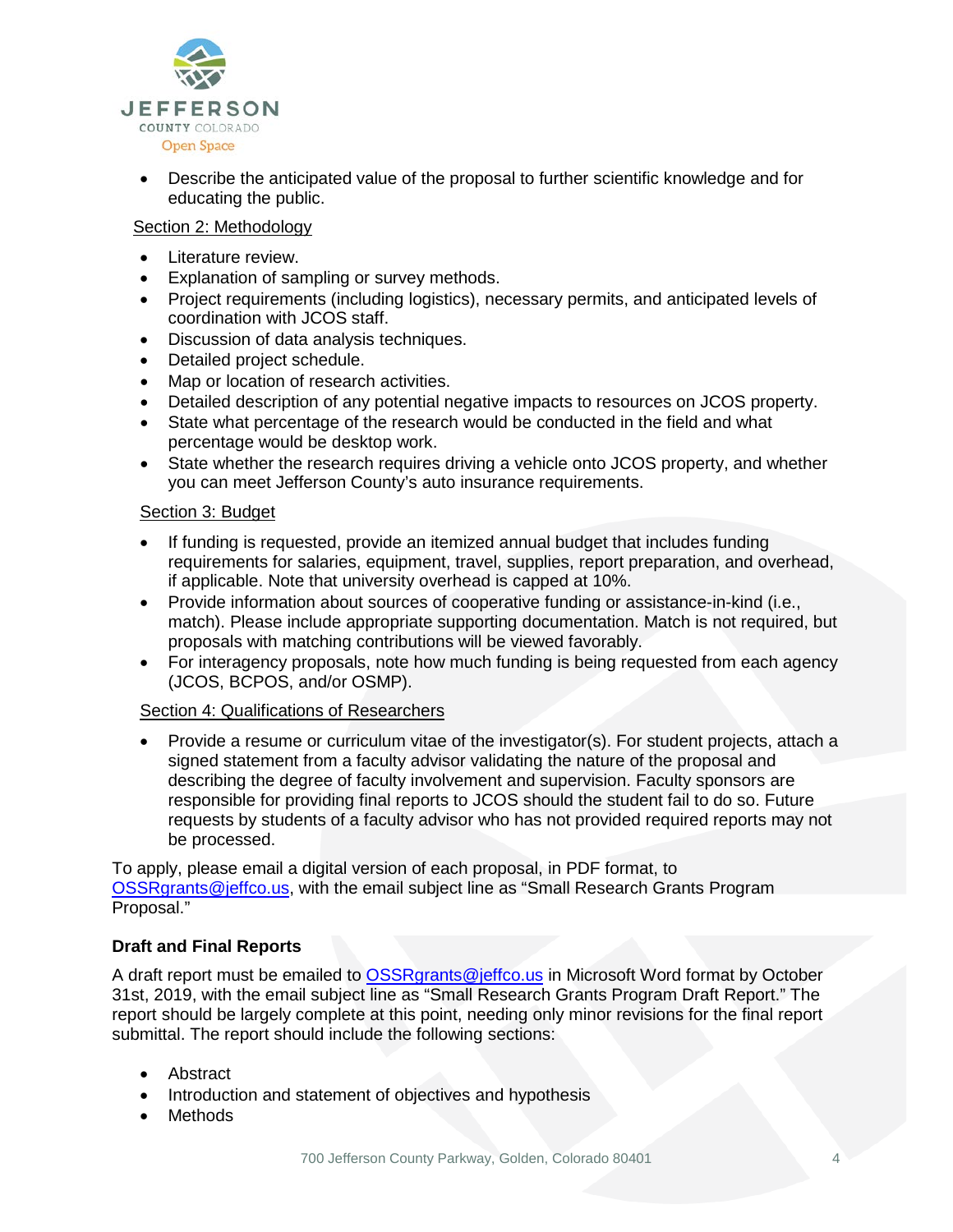- Describe the anticipated value of the proposal to further scientific knowledge and for educating the public.

Section 2: Methodology

- Literature review.
- Explanation of sampling or survey methods.
- Project requirements (including logistics), necessary permits, and anticipated levels of coordination with JCOS staff.
- Discussion of data analysis techniques.
- Detailed project schedule.
- Map or location of research activities.
- Detailed description of any potential negative impacts to resources on JCOS property.
- State what percentage of the research would be conducted in the field and what percentage would be desktop work.
- State whether the research requires driving a vehicle onto JCOS property, and whether you can meet Jefferson County's auto insurance requirements.

Section 3: Budget

- If funding is requested, provide an itemized annual budget that includes funding requirements for salaries, equipment, travel, supplies, report preparation, and overhead, if applicable. Note that university overhead is capped at 10%.
- Provide information about sources of cooperative funding or assistance-in-kind (i.e., match). Please include appropriate supporting documentation. Match is not required, but proposals with matching contributions will be viewed favorably.
- For interagency proposals, note how much funding is being requested from each agency (JCOS, BCPOS, and/or OSMP).

Section 4: Qualifications of Researchers

- Provide a resume or curriculum vitae of the investigator(s). For student projects, attach a signed statement from a faculty advisor validating the nature of the proposal and describing the degree of faculty involvement and supervision. Faculty sponsors are responsible for providing final reports to JCOS should the student fail to do so. Future requests by students of a faculty advisor who has not provided required reports may not be processed.

To apply, please email a digital version of each proposal, in PDF format, to OSSRgrants@jeffco.us, with the email subject line as "Small Research Grants Program Proposal."

**Draft and Final Reports**

A draft report must be emailed to OSSRgrants@jeffco.us in Microsoft Word format by October 31st, 2019, with the email subject line as "Small Research Grants Program Draft Report." The report should be largely complete at this point, needing only minor revisions for the final report submittal. The report should include the following sections:

- Abstract
- Introduction and statement of objectives and hypothesis
- Methods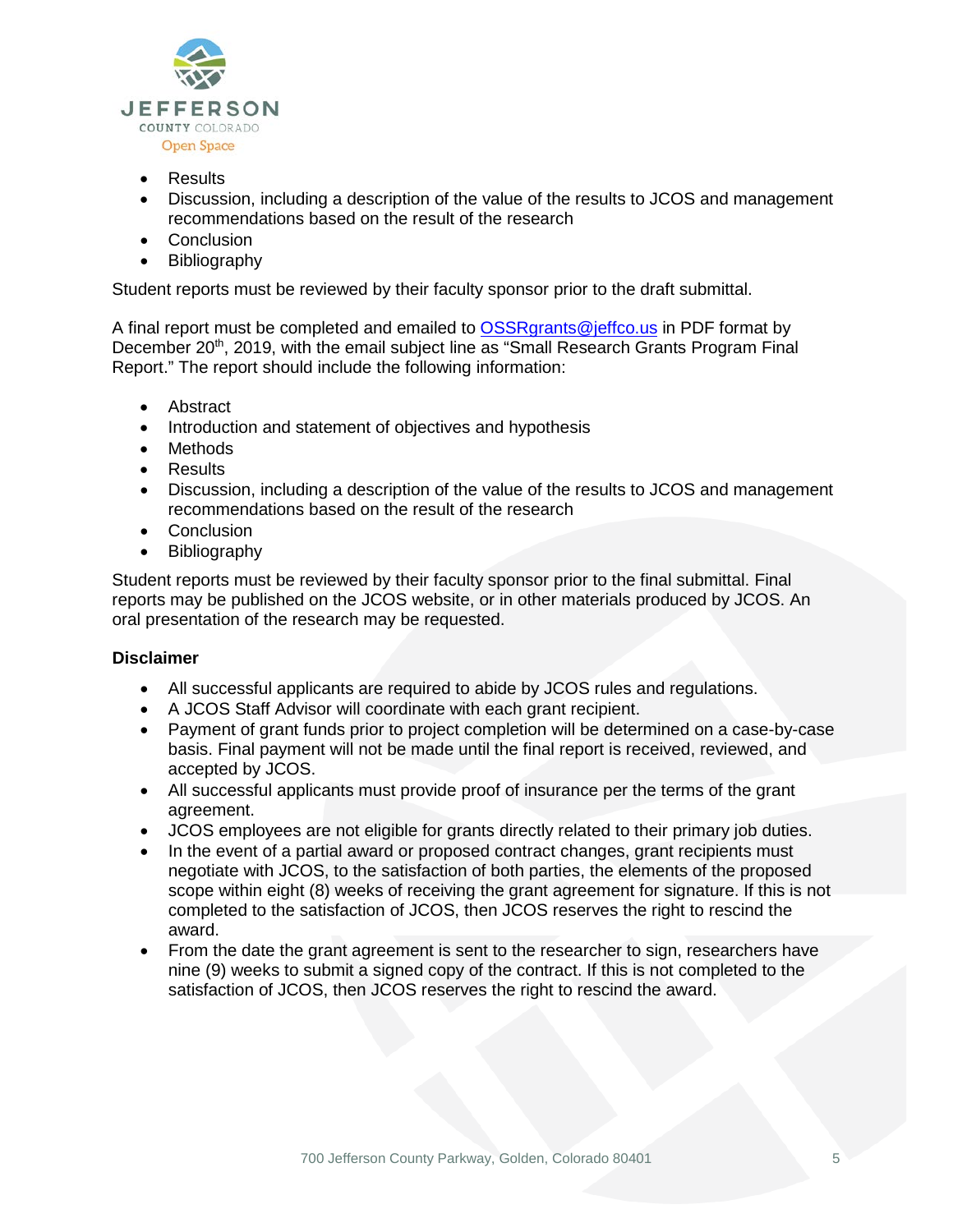- Results
- Discussion, including a description of the value of the results to JCOS and management recommendations based on the result of the research
- Conclusion
- Bibliography

Student reports must be reviewed by their faculty sponsor prior to the draft submittal.

A final report must be completed and emailed to OSSRgrants@jeffco.us in PDF format by December 20th, 2019, with the email subject line as "Small Research Grants Program Final Report." The report should include the following information:

- Abstract
- Introduction and statement of objectives and hypothesis
- Methods
- Results
- Discussion, including a description of the value of the results to JCOS and management recommendations based on the result of the research
- Conclusion
- Bibliography

Student reports must be reviewed by their faculty sponsor prior to the final submittal. Final reports may be published on the JCOS website, or in other materials produced by JCOS. An oral presentation of the research may be requested.

**Disclaimer**

- All successful applicants are required to abide by JCOS rules and regulations.
- A JCOS Staff Advisor will coordinate with each grant recipient.
- Payment of grant funds prior to project completion will be determined on a case-by-case basis. Final payment will not be made until the final report is received, reviewed, and accepted by JCOS.
- All successful applicants must provide proof of insurance per the terms of the grant agreement.
- JCOS employees are not eligible for grants directly related to their primary job duties.
- In the event of a partial award or proposed contract changes, grant recipients must negotiate with JCOS, to the satisfaction of both parties, the elements of the proposed scope within eight (8) weeks of receiving the grant agreement for signature. If this is not completed to the satisfaction of JCOS, then JCOS reserves the right to rescind the award.
- From the date the grant agreement is sent to the researcher to sign, researchers have nine (9) weeks to submit a signed copy of the contract. If this is not completed to the satisfaction of JCOS, then JCOS reserves the right to rescind the award.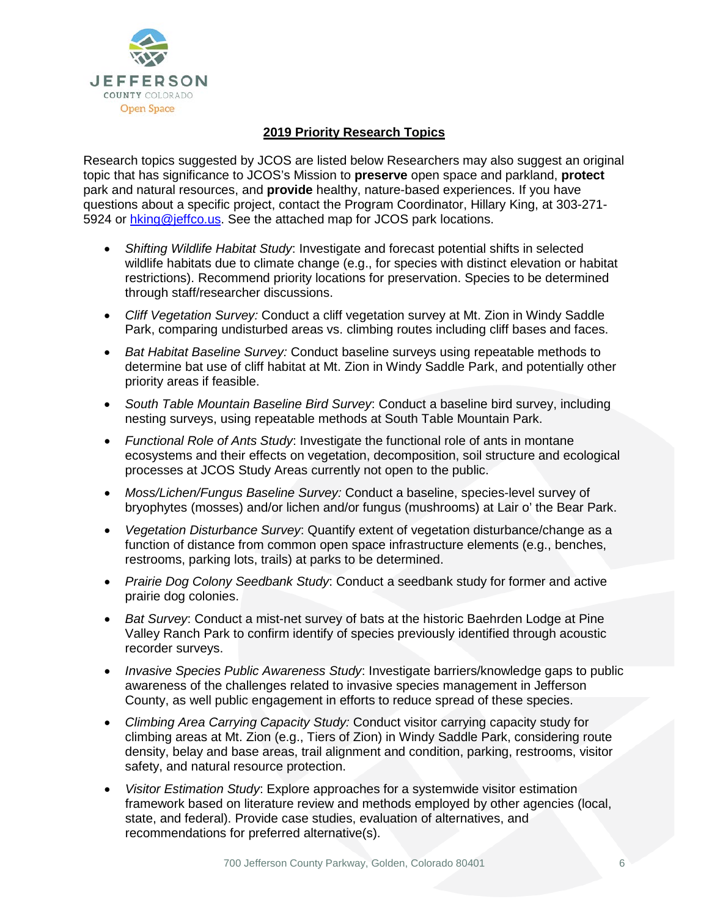JEFFERSON
COUNTY COLORADO
Open Space

## 2019 Priority Research Topics

Research topics suggested by JCOS are listed below Researchers may also suggest an original topic that has significance to JCOS's Mission to **preserve** open space and parkland, **protect** park and natural resources, and **provide** healthy, nature-based experiences. If you have questions about a specific project, contact the Program Coordinator, Hillary King, at 303-271-5924 or [hking@jeffco.us](mailto:hking@jeffco.us). See the attached map for JCOS park locations.

- *Shifting Wildlife Habitat Study*: Investigate and forecast potential shifts in selected wildlife habitats due to climate change (e.g., for species with distinct elevation or habitat restrictions). Recommend priority locations for preservation. Species to be determined through staff/researcher discussions.
- *Cliff Vegetation Survey:* Conduct a cliff vegetation survey at Mt. Zion in Windy Saddle Park, comparing undisturbed areas vs. climbing routes including cliff bases and faces.
- *Bat Habitat Baseline Survey:* Conduct baseline surveys using repeatable methods to determine bat use of cliff habitat at Mt. Zion in Windy Saddle Park, and potentially other priority areas if feasible.
- *South Table Mountain Baseline Bird Survey*: Conduct a baseline bird survey, including nesting surveys, using repeatable methods at South Table Mountain Park.
- *Functional Role of Ants Study*: Investigate the functional role of ants in montane ecosystems and their effects on vegetation, decomposition, soil structure and ecological processes at JCOS Study Areas currently not open to the public.
- *Moss/Lichen/Fungus Baseline Survey:* Conduct a baseline, species-level survey of bryophytes (mosses) and/or lichen and/or fungus (mushrooms) at Lair o' the Bear Park.
- *Vegetation Disturbance Survey*: Quantify extent of vegetation disturbance/change as a function of distance from common open space infrastructure elements (e.g., benches, restrooms, parking lots, trails) at parks to be determined.
- *Prairie Dog Colony Seedbank Study*: Conduct a seedbank study for former and active prairie dog colonies.
- *Bat Survey*: Conduct a mist-net survey of bats at the historic Baehrden Lodge at Pine Valley Ranch Park to confirm identify of species previously identified through acoustic recorder surveys.
- *Invasive Species Public Awareness Study*: Investigate barriers/knowledge gaps to public awareness of the challenges related to invasive species management in Jefferson County, as well public engagement in efforts to reduce spread of these species.
- *Climbing Area Carrying Capacity Study:* Conduct visitor carrying capacity study for climbing areas at Mt. Zion (e.g., Tiers of Zion) in Windy Saddle Park, considering route density, belay and base areas, trail alignment and condition, parking, restrooms, visitor safety, and natural resource protection.
- *Visitor Estimation Study*: Explore approaches for a systemwide visitor estimation framework based on literature review and methods employed by other agencies (local, state, and federal). Provide case studies, evaluation of alternatives, and recommendations for preferred alternative(s).

700 Jefferson County Parkway, Golden, Colorado 80401